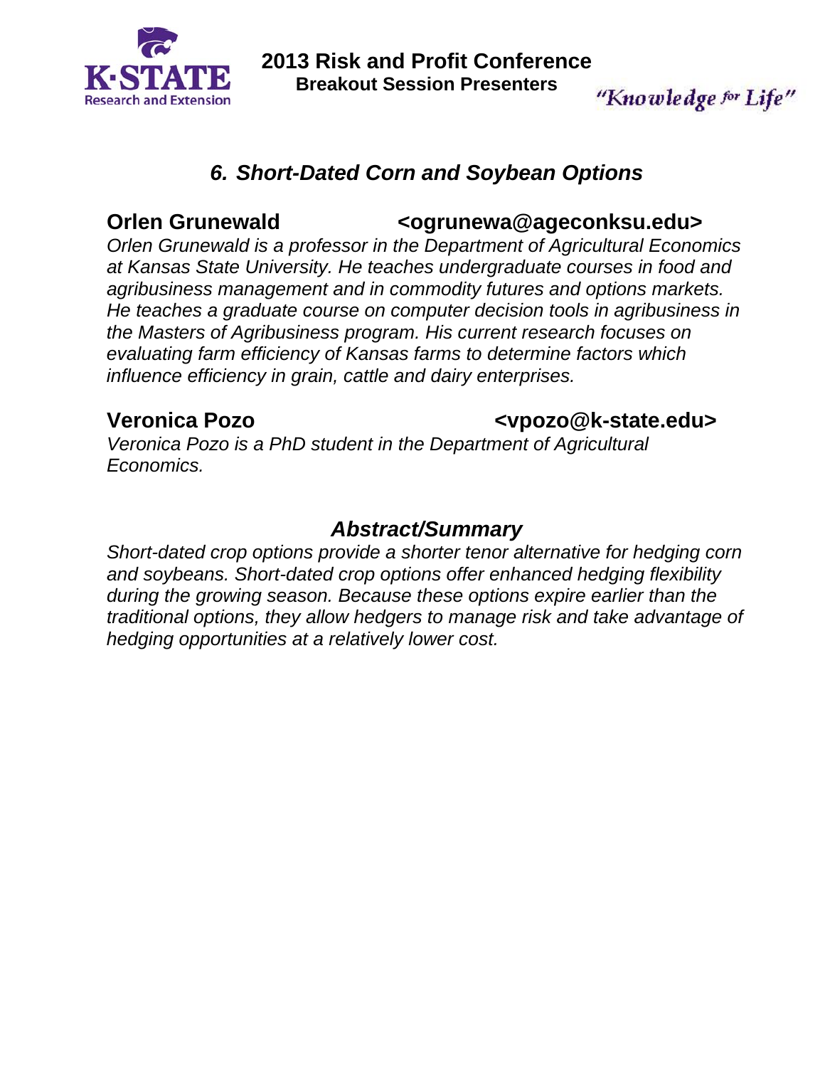# 2013 Risk and Profit Conference

## Breakout Session Presenters

"Knowledge for Life"

## *6. Short-Dated Corn and Soybean Options*

**Orlen Grunewald** **<ogrunewa@ageconksu.edu>**

*Orlen Grunewald is a professor in the Department of Agricultural Economics at Kansas State University. He teaches undergraduate courses in food and agribusiness management and in commodity futures and options markets. He teaches a graduate course on computer decision tools in agribusiness in the Masters of Agribusiness program. His current research focuses on evaluating farm efficiency of Kansas farms to determine factors which influence efficiency in grain, cattle and dairy enterprises.*

**Veronica Pozo** **<vpozo@k-state.edu>**

*Veronica Pozo is a PhD student in the Department of Agricultural Economics.*

### *Abstract/Summary*

*Short-dated crop options provide a shorter tenor alternative for hedging corn and soybeans. Short-dated crop options offer enhanced hedging flexibility during the growing season. Because these options expire earlier than the traditional options, they allow hedgers to manage risk and take advantage of hedging opportunities at a relatively lower cost.*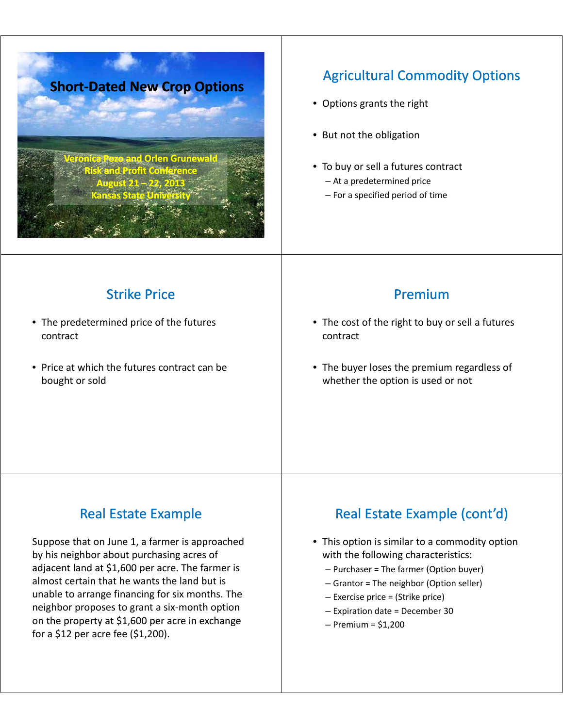# Short-Dated New Crop Options

Veronica Pozo and Orlen Grunewald
Risk and Profit Conference
August 21 – 22, 2013
Kansas State University

## Agricultural Commodity Options

- Options grants the right
- But not the obligation
- To buy or sell a futures contract
  - At a predetermined price
  - For a specified period of time

## Strike Price

- The predetermined price of the futures contract
- Price at which the futures contract can be bought or sold

## Premium

- The cost of the right to buy or sell a futures contract
- The buyer loses the premium regardless of whether the option is used or not

## Real Estate Example

Suppose that on June 1, a farmer is approached by his neighbor about purchasing acres of adjacent land at $1,600 per acre. The farmer is almost certain that he wants the land but is unable to arrange financing for six months. The neighbor proposes to grant a six-month option on the property at $1,600 per acre in exchange for a $12 per acre fee ($1,200).

## Real Estate Example (cont'd)

- This option is similar to a commodity option with the following characteristics:
  - Purchaser = The farmer (Option buyer)
  - Grantor = The neighbor (Option seller)
  - Exercise price = (Strike price)
  - Expiration date = December 30
  - Premium = $1,200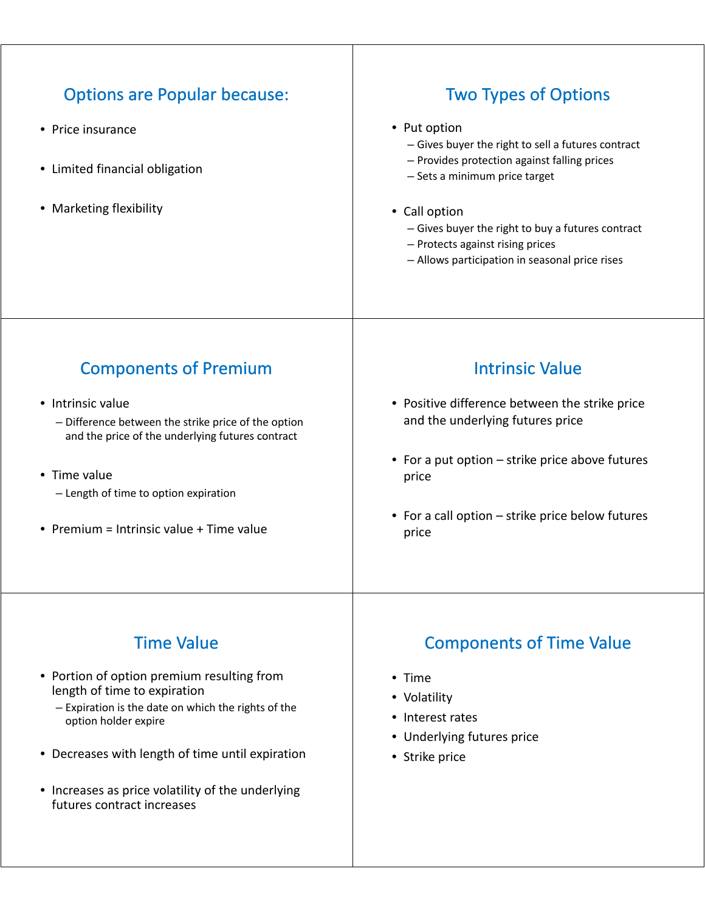## Options are Popular because:

- Price insurance
- Limited financial obligation
- Marketing flexibility

## Two Types of Options

- Put option
  - Gives buyer the right to sell a futures contract
  - Provides protection against falling prices
  - Sets a minimum price target
- Call option
  - Gives buyer the right to buy a futures contract
  - Protects against rising prices
  - Allows participation in seasonal price rises

## Components of Premium

- Intrinsic value
  - Difference between the strike price of the option and the price of the underlying futures contract
- Time value
  - Length of time to option expiration
- Premium = Intrinsic value + Time value

## Intrinsic Value

- Positive difference between the strike price and the underlying futures price
- For a put option – strike price above futures price
- For a call option – strike price below futures price

## Time Value

- Portion of option premium resulting from length of time to expiration
  - Expiration is the date on which the rights of the option holder expire
- Decreases with length of time until expiration
- Increases as price volatility of the underlying futures contract increases

## Components of Time Value

- Time
- Volatility
- Interest rates
- Underlying futures price
- Strike price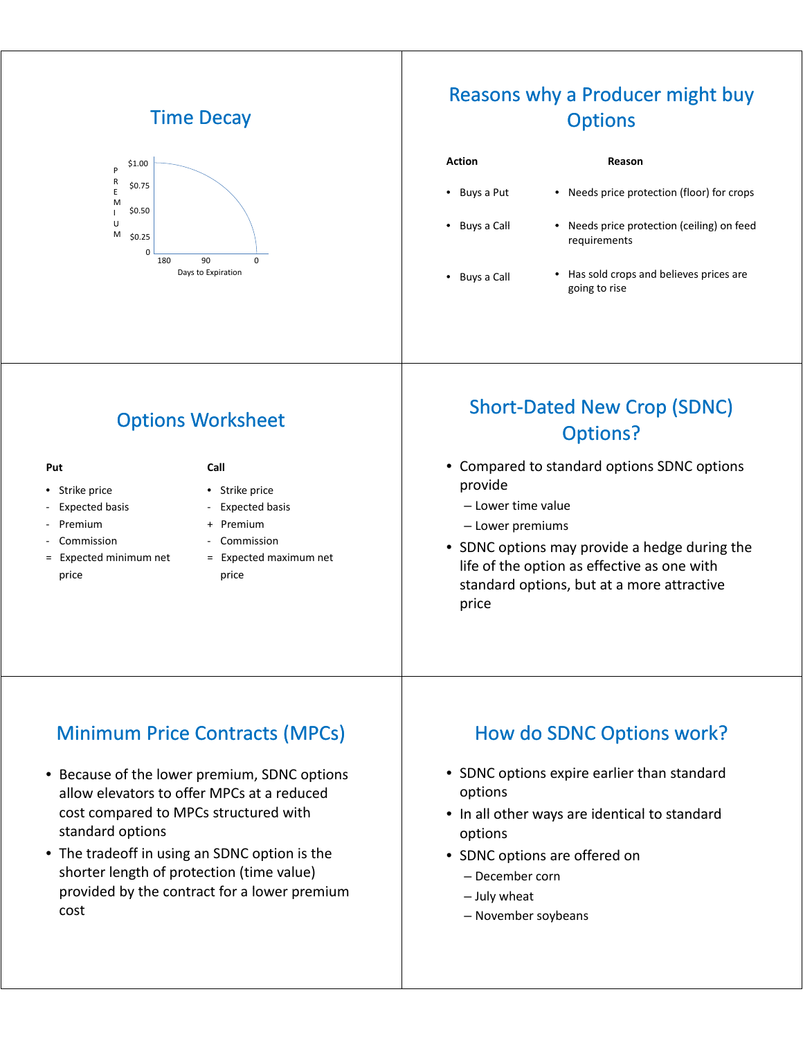## Time Decay

PREMIUM: $1.00, $0.75, $0.50, $0.25, 0

Days to Expiration: 180, 90, 0

## Reasons why a Producer might buy Options

| Action | Reason |
| --- | --- |
| • Buys a Put | • Needs price protection (floor) for crops |
| • Buys a Call | • Needs price protection (ceiling) on feed requirements |
| • Buys a Call | • Has sold crops and believes prices are going to rise |

## Options Worksheet

**Put**

- • Strike price
- \- Expected basis
- \- Premium
- \- Commission
- = Expected minimum net price

**Call**

- • Strike price
- \- Expected basis
- \+ Premium
- \- Commission
- = Expected maximum net price

## Short-Dated New Crop (SDNC) Options?

- Compared to standard options SDNC options provide
  - Lower time value
  - Lower premiums
- SDNC options may provide a hedge during the life of the option as effective as one with standard options, but at a more attractive price

## Minimum Price Contracts (MPCs)

- Because of the lower premium, SDNC options allow elevators to offer MPCs at a reduced cost compared to MPCs structured with standard options
- The tradeoff in using an SDNC option is the shorter length of protection (time value) provided by the contract for a lower premium cost

## How do SDNC Options work?

- SDNC options expire earlier than standard options
- In all other ways are identical to standard options
- SDNC options are offered on
  - December corn
  - July wheat
  - November soybeans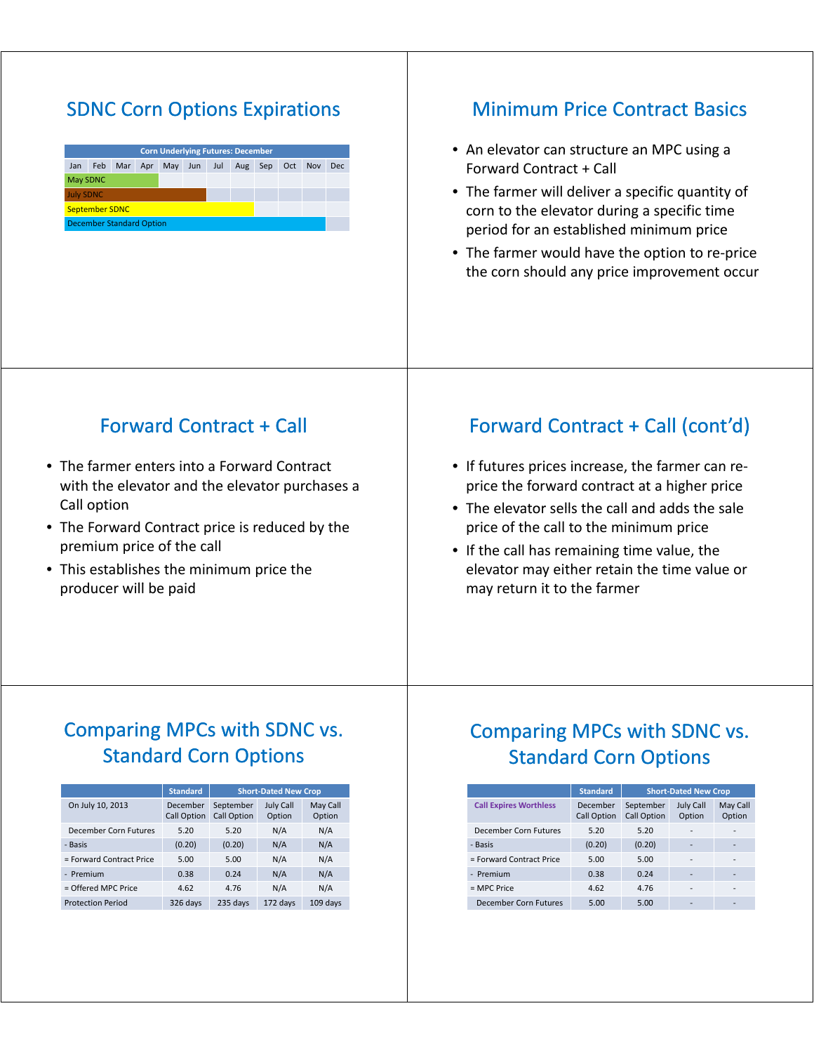## SDNC Corn Options Expirations

| Corn Underlying Futures: December | | | | | | | | | | | |
|---|---|---|---|---|---|---|---|---|---|---|---|
| Jan | Feb | Mar | Apr | May | Jun | Jul | Aug | Sep | Oct | Nov | Dec |
| May SDNC | | | | | | | | | | | |
| July SDNC | | | | | | | | | | | |
| September SDNC | | | | | | | | | | | |
| December Standard Option | | | | | | | | | | | |

## Minimum Price Contract Basics

- An elevator can structure an MPC using a Forward Contract + Call
- The farmer will deliver a specific quantity of corn to the elevator during a specific time period for an established minimum price
- The farmer would have the option to re-price the corn should any price improvement occur

## Forward Contract + Call

- The farmer enters into a Forward Contract with the elevator and the elevator purchases a Call option
- The Forward Contract price is reduced by the premium price of the call
- This establishes the minimum price the producer will be paid

## Forward Contract + Call (cont'd)

- If futures prices increase, the farmer can re-price the forward contract at a higher price
- The elevator sells the call and adds the sale price of the call to the minimum price
- If the call has remaining time value, the elevator may either retain the time value or may return it to the farmer

## Comparing MPCs with SDNC vs. Standard Corn Options

| | Standard | Short-Dated New Crop | | |
|---|---|---|---|---|
| On July 10, 2013 | December Call Option | September Call Option | July Call Option | May Call Option |
| December Corn Futures | 5.20 | 5.20 | N/A | N/A |
| - Basis | (0.20) | (0.20) | N/A | N/A |
| = Forward Contract Price | 5.00 | 5.00 | N/A | N/A |
| - Premium | 0.38 | 0.24 | N/A | N/A |
| = Offered MPC Price | 4.62 | 4.76 | N/A | N/A |
| Protection Period | 326 days | 235 days | 172 days | 109 days |

## Comparing MPCs with SDNC vs. Standard Corn Options

| | Standard | Short-Dated New Crop | | |
|---|---|---|---|---|
| Call Expires Worthless | December Call Option | September Call Option | July Call Option | May Call Option |
| December Corn Futures | 5.20 | 5.20 | - | - |
| - Basis | (0.20) | (0.20) | - | - |
| = Forward Contract Price | 5.00 | 5.00 | - | - |
| - Premium | 0.38 | 0.24 | - | - |
| = MPC Price | 4.62 | 4.76 | - | - |
| December Corn Futures | 5.00 | 5.00 | - | - |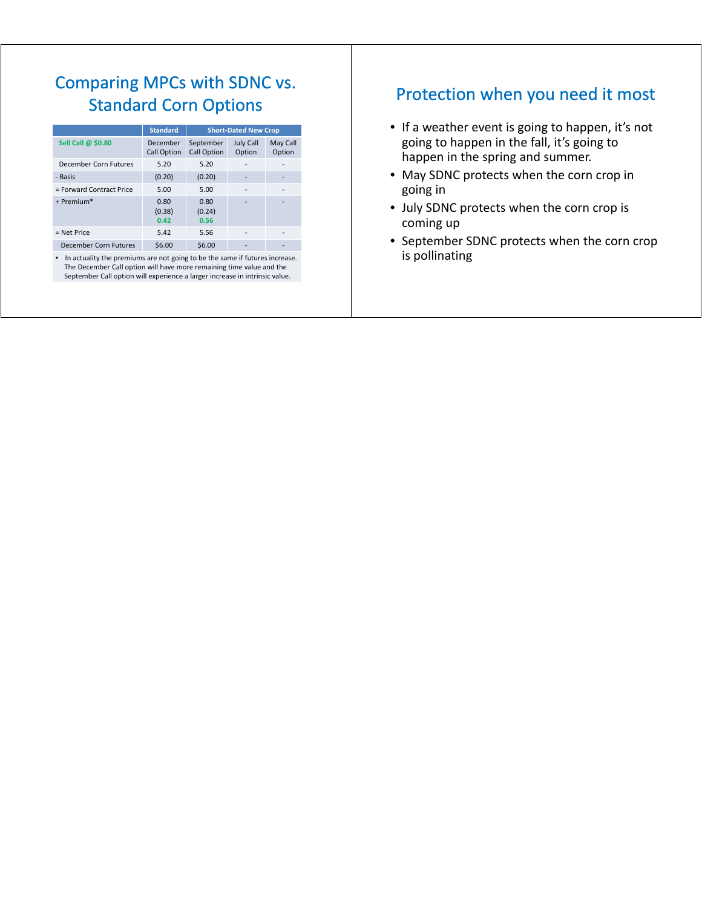## Comparing MPCs with SDNC vs. Standard Corn Options

| | Standard | Short-Dated New Crop | | |
|---|---|---|---|---|
| Sell Call @ $0.80 | December Call Option | September Call Option | July Call Option | May Call Option |
| December Corn Futures | 5.20 | 5.20 | - | - |
| - Basis | (0.20) | (0.20) | - | - |
| = Forward Contract Price | 5.00 | 5.00 | - | - |
| + Premium* | 0.80<br>(0.38)<br>0.42 | 0.80<br>(0.24)<br>0.56 | - | - |
| = Net Price | 5.42 | 5.56 | - | - |
| December Corn Futures | $6.00 | $6.00 | - | - |

- In actuality the premiums are not going to be the same if futures increase. The December Call option will have more remaining time value and the September Call option will experience a larger increase in intrinsic value.

## Protection when you need it most

- If a weather event is going to happen, it's not going to happen in the fall, it's going to happen in the spring and summer.
- May SDNC protects when the corn crop in going in
- July SDNC protects when the corn crop is coming up
- September SDNC protects when the corn crop is pollinating